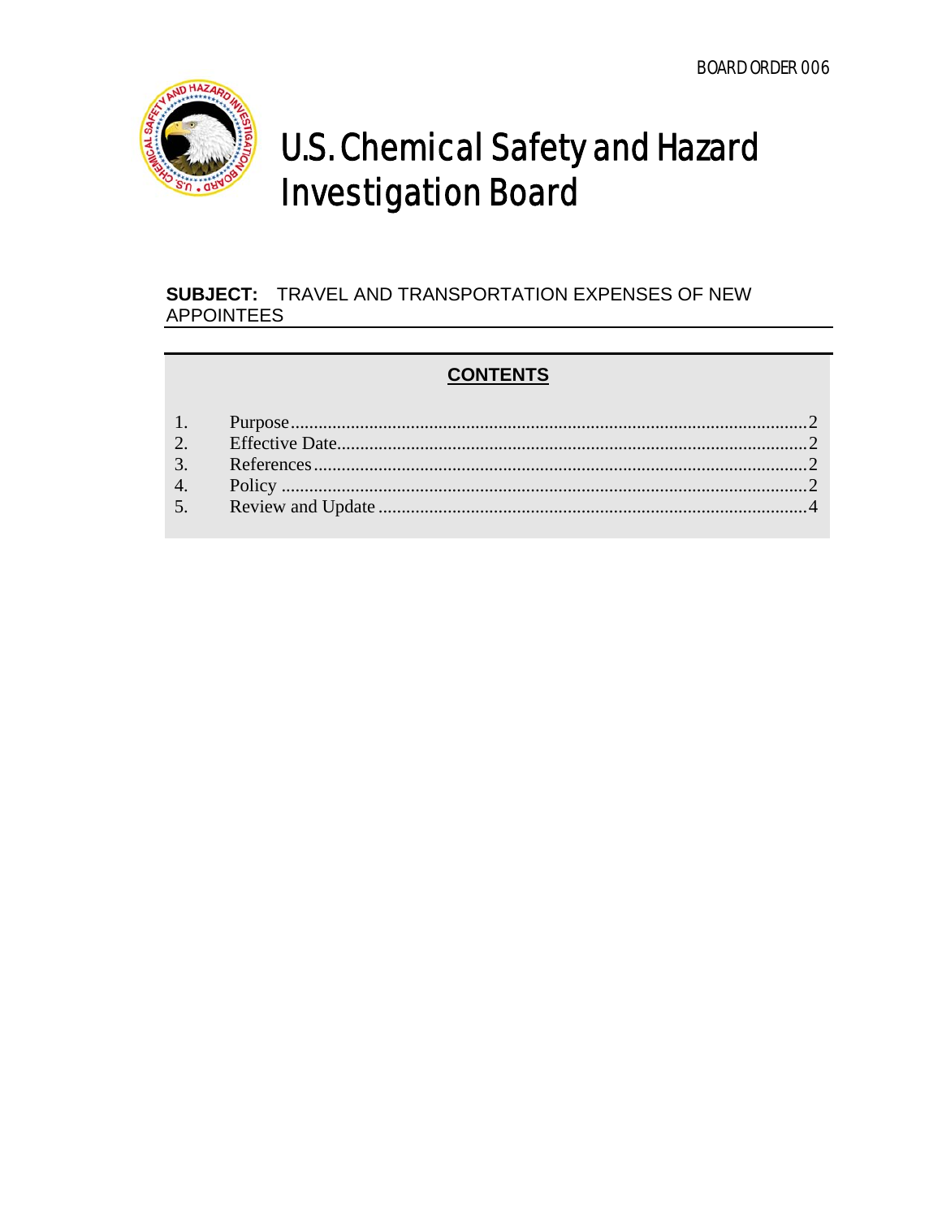BOARD ORDER 006

# U.S. Chemical Safety and Hazard Investigation Board

**SUBJECT:** TRAVEL AND TRANSPORTATION EXPENSES OF NEW APPOINTEES

## CONTENTS

1. Purpose ....................................................... 2
2. Effective Date ............................................. 2
3. References .................................................. 2
4. Policy .......................................................... 2
5. Review and Update .................................... 4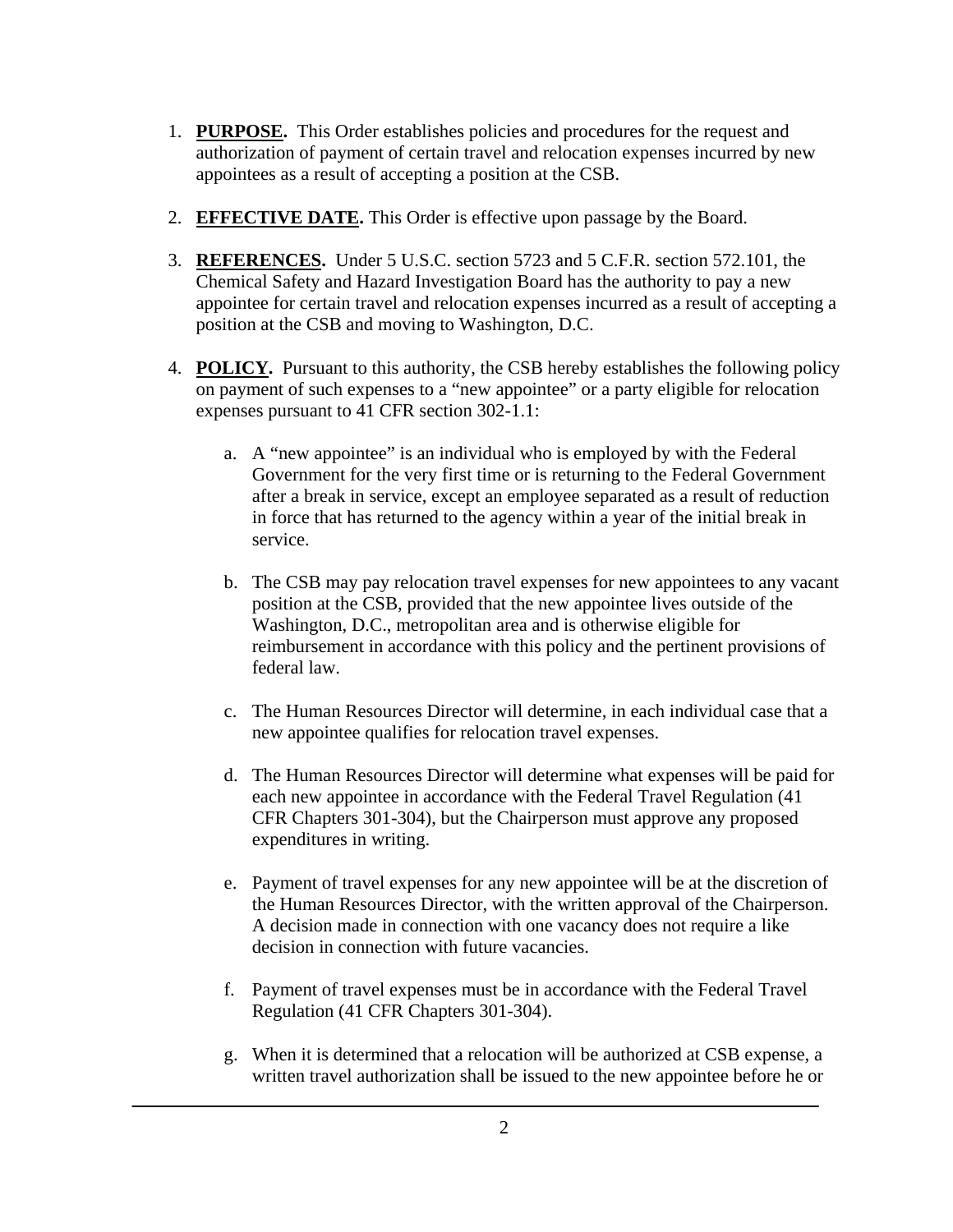1. **PURPOSE.** This Order establishes policies and procedures for the request and authorization of payment of certain travel and relocation expenses incurred by new appointees as a result of accepting a position at the CSB.

2. **EFFECTIVE DATE.** This Order is effective upon passage by the Board.

3. **REFERENCES.** Under 5 U.S.C. section 5723 and 5 C.F.R. section 572.101, the Chemical Safety and Hazard Investigation Board has the authority to pay a new appointee for certain travel and relocation expenses incurred as a result of accepting a position at the CSB and moving to Washington, D.C.

4. **POLICY.** Pursuant to this authority, the CSB hereby establishes the following policy on payment of such expenses to a "new appointee" or a party eligible for relocation expenses pursuant to 41 CFR section 302-1.1:

   a. A "new appointee" is an individual who is employed by with the Federal Government for the very first time or is returning to the Federal Government after a break in service, except an employee separated as a result of reduction in force that has returned to the agency within a year of the initial break in service.

   b. The CSB may pay relocation travel expenses for new appointees to any vacant position at the CSB, provided that the new appointee lives outside of the Washington, D.C., metropolitan area and is otherwise eligible for reimbursement in accordance with this policy and the pertinent provisions of federal law.

   c. The Human Resources Director will determine, in each individual case that a new appointee qualifies for relocation travel expenses.

   d. The Human Resources Director will determine what expenses will be paid for each new appointee in accordance with the Federal Travel Regulation (41 CFR Chapters 301-304), but the Chairperson must approve any proposed expenditures in writing.

   e. Payment of travel expenses for any new appointee will be at the discretion of the Human Resources Director, with the written approval of the Chairperson. A decision made in connection with one vacancy does not require a like decision in connection with future vacancies.

   f. Payment of travel expenses must be in accordance with the Federal Travel Regulation (41 CFR Chapters 301-304).

   g. When it is determined that a relocation will be authorized at CSB expense, a written travel authorization shall be issued to the new appointee before he or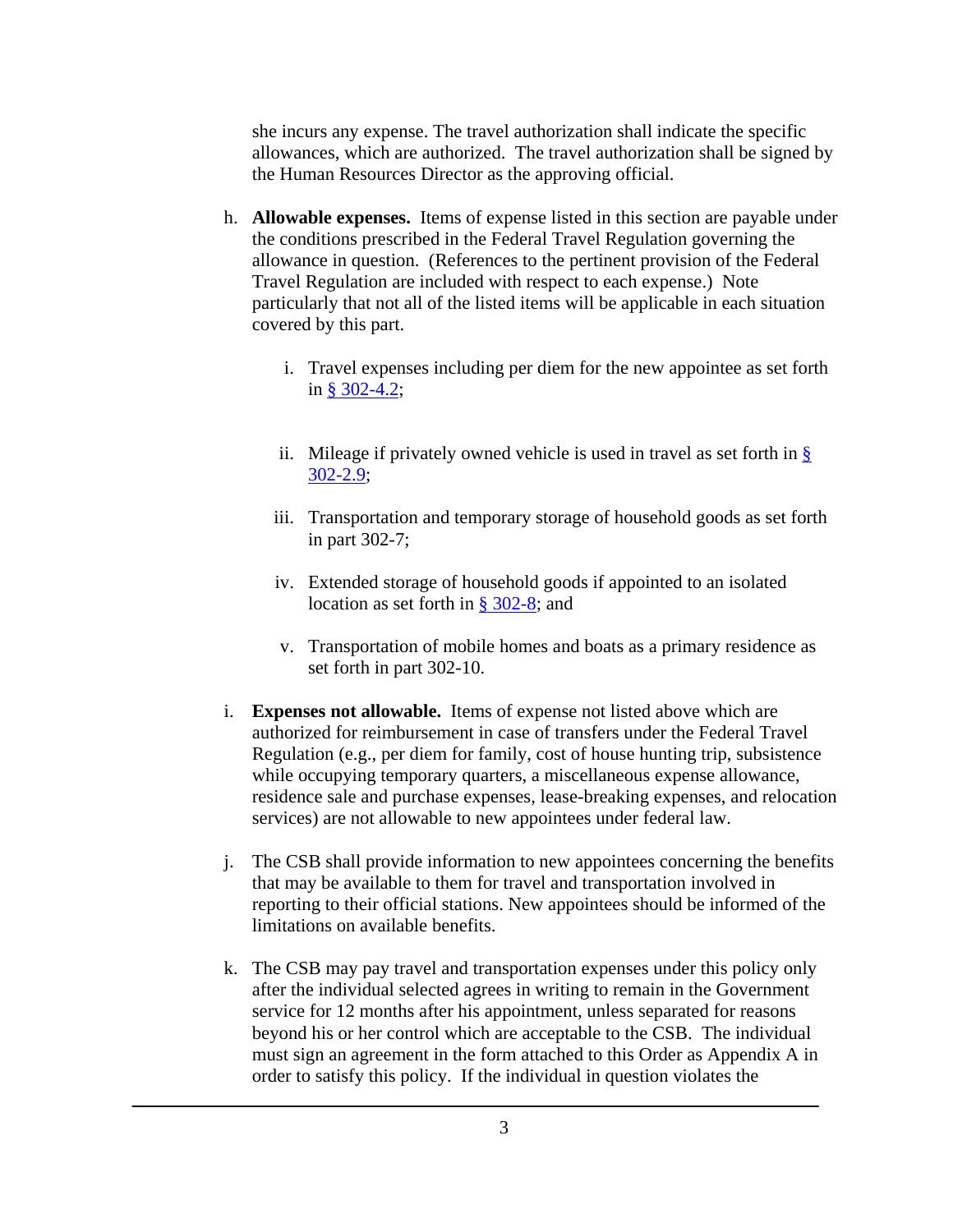she incurs any expense. The travel authorization shall indicate the specific allowances, which are authorized. The travel authorization shall be signed by the Human Resources Director as the approving official.

h. **Allowable expenses.** Items of expense listed in this section are payable under the conditions prescribed in the Federal Travel Regulation governing the allowance in question. (References to the pertinent provision of the Federal Travel Regulation are included with respect to each expense.) Note particularly that not all of the listed items will be applicable in each situation covered by this part.

   i. Travel expenses including per diem for the new appointee as set forth in § 302-4.2;

   ii. Mileage if privately owned vehicle is used in travel as set forth in § 302-2.9;

   iii. Transportation and temporary storage of household goods as set forth in part 302-7;

   iv. Extended storage of household goods if appointed to an isolated location as set forth in § 302-8; and

   v. Transportation of mobile homes and boats as a primary residence as set forth in part 302-10.

i. **Expenses not allowable.** Items of expense not listed above which are authorized for reimbursement in case of transfers under the Federal Travel Regulation (e.g., per diem for family, cost of house hunting trip, subsistence while occupying temporary quarters, a miscellaneous expense allowance, residence sale and purchase expenses, lease-breaking expenses, and relocation services) are not allowable to new appointees under federal law.

j. The CSB shall provide information to new appointees concerning the benefits that may be available to them for travel and transportation involved in reporting to their official stations. New appointees should be informed of the limitations on available benefits.

k. The CSB may pay travel and transportation expenses under this policy only after the individual selected agrees in writing to remain in the Government service for 12 months after his appointment, unless separated for reasons beyond his or her control which are acceptable to the CSB. The individual must sign an agreement in the form attached to this Order as Appendix A in order to satisfy this policy. If the individual in question violates the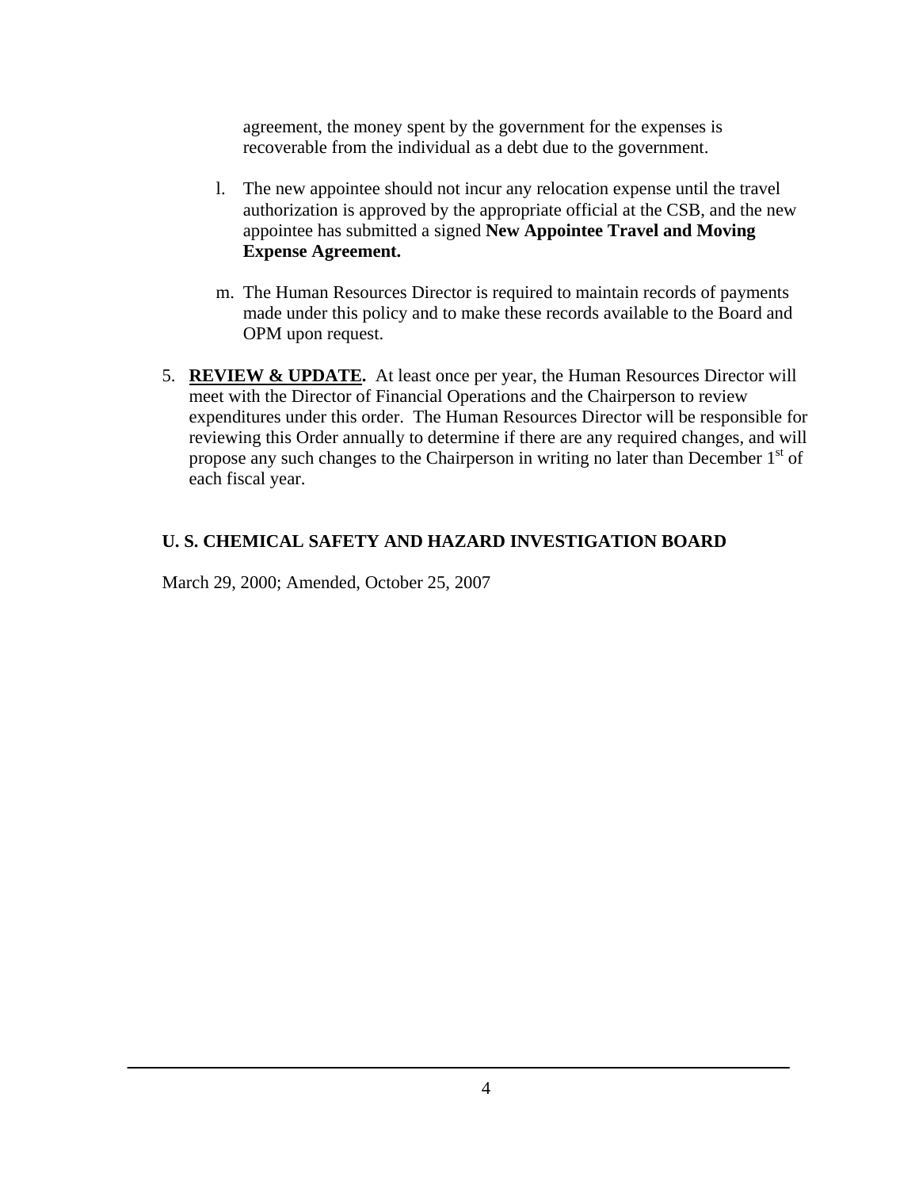agreement, the money spent by the government for the expenses is recoverable from the individual as a debt due to the government.

l. The new appointee should not incur any relocation expense until the travel authorization is approved by the appropriate official at the CSB, and the new appointee has submitted a signed **New Appointee Travel and Moving Expense Agreement.**

m. The Human Resources Director is required to maintain records of payments made under this policy and to make these records available to the Board and OPM upon request.

5. **REVIEW & UPDATE.** At least once per year, the Human Resources Director will meet with the Director of Financial Operations and the Chairperson to review expenditures under this order. The Human Resources Director will be responsible for reviewing this Order annually to determine if there are any required changes, and will propose any such changes to the Chairperson in writing no later than December 1st of each fiscal year.

**U. S. CHEMICAL SAFETY AND HAZARD INVESTIGATION BOARD**

March 29, 2000; Amended, October 25, 2007